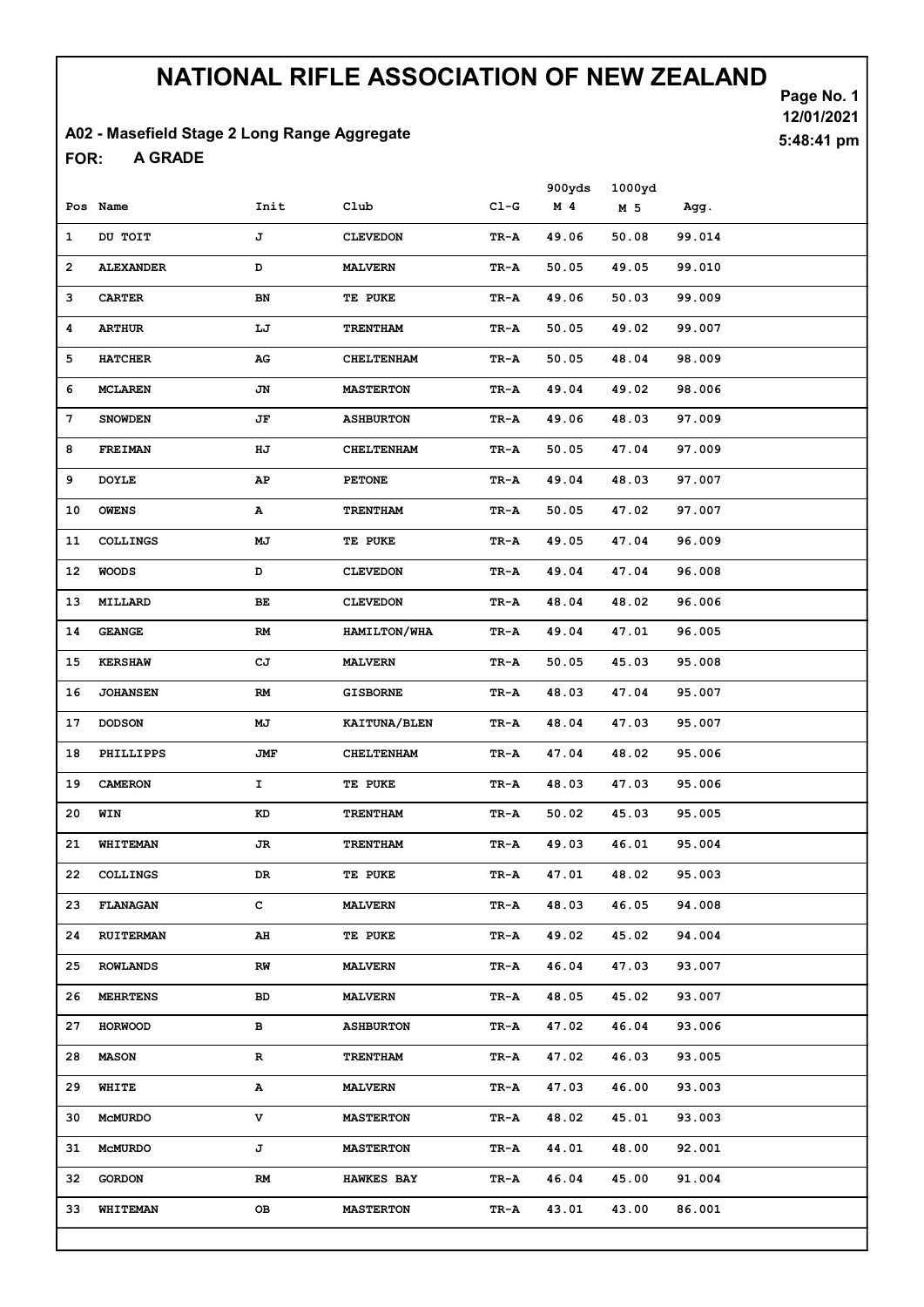# NATIONAL RIFLE ASSOCIATION OF NEW ZEALAND

12/01/2021
5:48:41 pm

## A02 - Masefield Stage 2 Long Range Aggregate

**FOR: A GRADE**

| Pos | Name | Init | Club | Cl-G | 900yds M 4 | 1000yd M 5 | Agg. |
|---|---|---|---|---|---|---|---|
| 1 | DU TOIT | J | CLEVEDON | TR-A | 49.06 | 50.08 | 99.014 |
| 2 | ALEXANDER | D | MALVERN | TR-A | 50.05 | 49.05 | 99.010 |
| 3 | CARTER | BN | TE PUKE | TR-A | 49.06 | 50.03 | 99.009 |
| 4 | ARTHUR | LJ | TRENTHAM | TR-A | 50.05 | 49.02 | 99.007 |
| 5 | HATCHER | AG | CHELTENHAM | TR-A | 50.05 | 48.04 | 98.009 |
| 6 | MCLAREN | JN | MASTERTON | TR-A | 49.04 | 49.02 | 98.006 |
| 7 | SNOWDEN | JF | ASHBURTON | TR-A | 49.06 | 48.03 | 97.009 |
| 8 | FREIMAN | HJ | CHELTENHAM | TR-A | 50.05 | 47.04 | 97.009 |
| 9 | DOYLE | AP | PETONE | TR-A | 49.04 | 48.03 | 97.007 |
| 10 | OWENS | A | TRENTHAM | TR-A | 50.05 | 47.02 | 97.007 |
| 11 | COLLINGS | MJ | TE PUKE | TR-A | 49.05 | 47.04 | 96.009 |
| 12 | WOODS | D | CLEVEDON | TR-A | 49.04 | 47.04 | 96.008 |
| 13 | MILLARD | BE | CLEVEDON | TR-A | 48.04 | 48.02 | 96.006 |
| 14 | GEANGE | RM | HAMILTON/WHA | TR-A | 49.04 | 47.01 | 96.005 |
| 15 | KERSHAW | CJ | MALVERN | TR-A | 50.05 | 45.03 | 95.008 |
| 16 | JOHANSEN | RM | GISBORNE | TR-A | 48.03 | 47.04 | 95.007 |
| 17 | DODSON | MJ | KAITUNA/BLEN | TR-A | 48.04 | 47.03 | 95.007 |
| 18 | PHILLIPPS | JMF | CHELTENHAM | TR-A | 47.04 | 48.02 | 95.006 |
| 19 | CAMERON | I | TE PUKE | TR-A | 48.03 | 47.03 | 95.006 |
| 20 | WIN | KD | TRENTHAM | TR-A | 50.02 | 45.03 | 95.005 |
| 21 | WHITEMAN | JR | TRENTHAM | TR-A | 49.03 | 46.01 | 95.004 |
| 22 | COLLINGS | DR | TE PUKE | TR-A | 47.01 | 48.02 | 95.003 |
| 23 | FLANAGAN | C | MALVERN | TR-A | 48.03 | 46.05 | 94.008 |
| 24 | RUITERMAN | AH | TE PUKE | TR-A | 49.02 | 45.02 | 94.004 |
| 25 | ROWLANDS | RW | MALVERN | TR-A | 46.04 | 47.03 | 93.007 |
| 26 | MEHRTENS | BD | MALVERN | TR-A | 48.05 | 45.02 | 93.007 |
| 27 | HORWOOD | B | ASHBURTON | TR-A | 47.02 | 46.04 | 93.006 |
| 28 | MASON | R | TRENTHAM | TR-A | 47.02 | 46.03 | 93.005 |
| 29 | WHITE | A | MALVERN | TR-A | 47.03 | 46.00 | 93.003 |
| 30 | McMURDO | V | MASTERTON | TR-A | 48.02 | 45.01 | 93.003 |
| 31 | McMURDO | J | MASTERTON | TR-A | 44.01 | 48.00 | 92.001 |
| 32 | GORDON | RM | HAWKES BAY | TR-A | 46.04 | 45.00 | 91.004 |
| 33 | WHITEMAN | OB | MASTERTON | TR-A | 43.01 | 43.00 | 86.001 |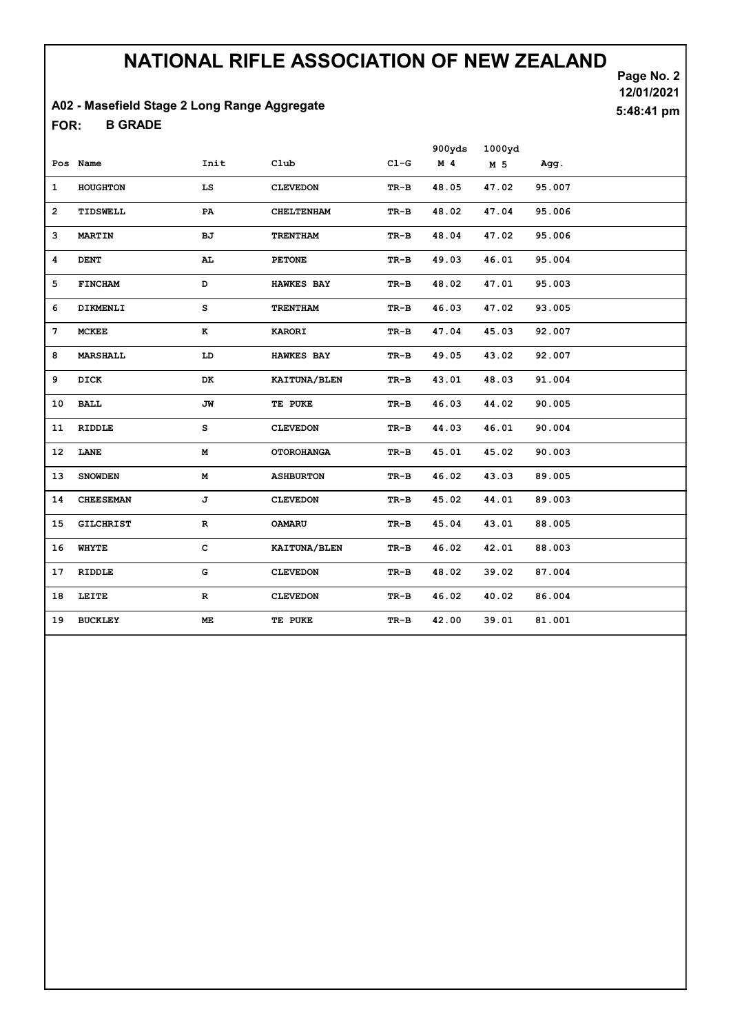# NATIONAL RIFLE ASSOCIATION OF NEW ZEALAND

12/01/2021

5:48:41 pm

**A02 - Masefield Stage 2 Long Range Aggregate**

**FOR: B GRADE**

| Pos | Name | Init | Club | Cl-G | 900yds M 4 | 1000yd M 5 | Agg. |
|---|---|---|---|---|---|---|---|
| 1 | HOUGHTON | LS | CLEVEDON | TR-B | 48.05 | 47.02 | 95.007 |
| 2 | TIDSWELL | PA | CHELTENHAM | TR-B | 48.02 | 47.04 | 95.006 |
| 3 | MARTIN | BJ | TRENTHAM | TR-B | 48.04 | 47.02 | 95.006 |
| 4 | DENT | AL | PETONE | TR-B | 49.03 | 46.01 | 95.004 |
| 5 | FINCHAM | D | HAWKES BAY | TR-B | 48.02 | 47.01 | 95.003 |
| 6 | DIKMENLI | S | TRENTHAM | TR-B | 46.03 | 47.02 | 93.005 |
| 7 | MCKEE | K | KARORI | TR-B | 47.04 | 45.03 | 92.007 |
| 8 | MARSHALL | LD | HAWKES BAY | TR-B | 49.05 | 43.02 | 92.007 |
| 9 | DICK | DK | KAITUNA/BLEN | TR-B | 43.01 | 48.03 | 91.004 |
| 10 | BALL | JW | TE PUKE | TR-B | 46.03 | 44.02 | 90.005 |
| 11 | RIDDLE | S | CLEVEDON | TR-B | 44.03 | 46.01 | 90.004 |
| 12 | LANE | M | OTOROHANGA | TR-B | 45.01 | 45.02 | 90.003 |
| 13 | SNOWDEN | M | ASHBURTON | TR-B | 46.02 | 43.03 | 89.005 |
| 14 | CHEESEMAN | J | CLEVEDON | TR-B | 45.02 | 44.01 | 89.003 |
| 15 | GILCHRIST | R | OAMARU | TR-B | 45.04 | 43.01 | 88.005 |
| 16 | WHYTE | C | KAITUNA/BLEN | TR-B | 46.02 | 42.01 | 88.003 |
| 17 | RIDDLE | G | CLEVEDON | TR-B | 48.02 | 39.02 | 87.004 |
| 18 | LEITE | R | CLEVEDON | TR-B | 46.02 | 40.02 | 86.004 |
| 19 | BUCKLEY | ME | TE PUKE | TR-B | 42.00 | 39.01 | 81.001 |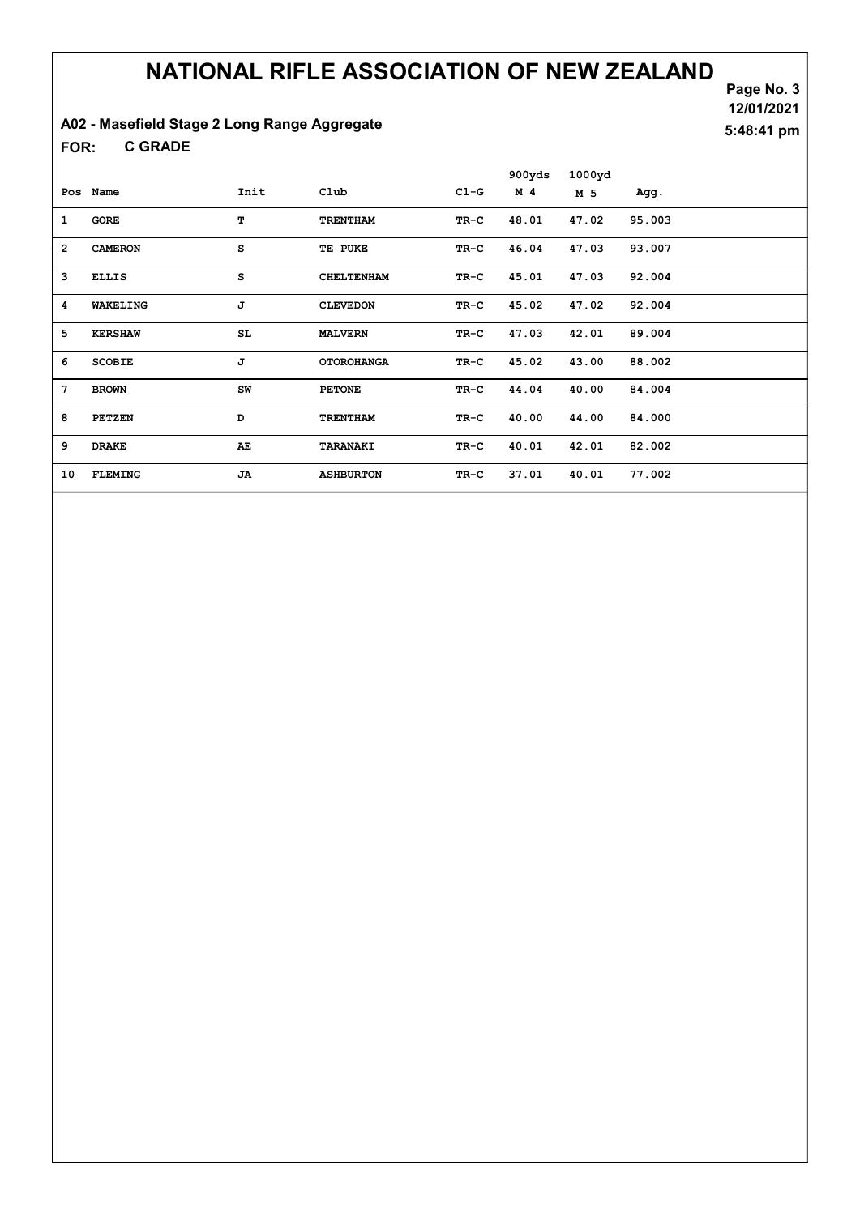# NATIONAL RIFLE ASSOCIATION OF NEW ZEALAND

12/01/2021

5:48:41 pm

A02 - Masefield Stage 2 Long Range Aggregate

FOR: C GRADE

| Pos | Name | Init | Club | Cl-G | 900yds M 4 | 1000yd M 5 | Agg. |
|---|---|---|---|---|---|---|---|
| 1 | GORE | T | TRENTHAM | TR-C | 48.01 | 47.02 | 95.003 |
| 2 | CAMERON | S | TE PUKE | TR-C | 46.04 | 47.03 | 93.007 |
| 3 | ELLIS | S | CHELTENHAM | TR-C | 45.01 | 47.03 | 92.004 |
| 4 | WAKELING | J | CLEVEDON | TR-C | 45.02 | 47.02 | 92.004 |
| 5 | KERSHAW | SL | MALVERN | TR-C | 47.03 | 42.01 | 89.004 |
| 6 | SCOBIE | J | OTOROHANGA | TR-C | 45.02 | 43.00 | 88.002 |
| 7 | BROWN | SW | PETONE | TR-C | 44.04 | 40.00 | 84.004 |
| 8 | PETZEN | D | TRENTHAM | TR-C | 40.00 | 44.00 | 84.000 |
| 9 | DRAKE | AE | TARANAKI | TR-C | 40.01 | 42.01 | 82.002 |
| 10 | FLEMING | JA | ASHBURTON | TR-C | 37.01 | 40.01 | 77.002 |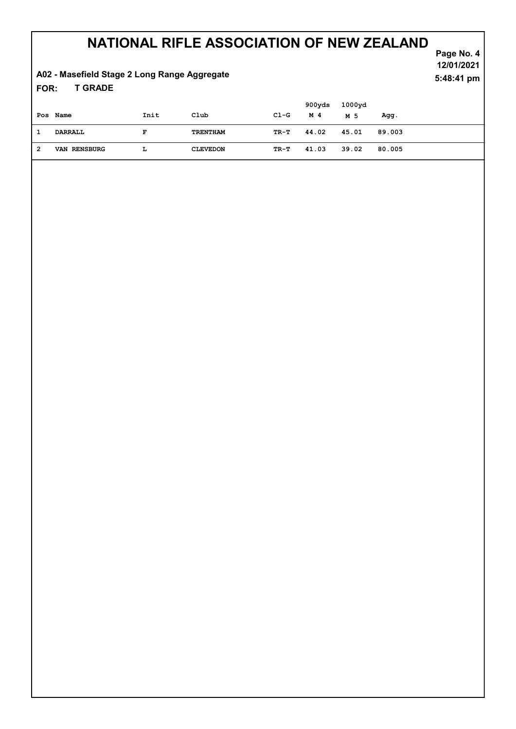# NATIONAL RIFLE ASSOCIATION OF NEW ZEALAND

12/01/2021
5:48:41 pm

**A02 - Masefield Stage 2 Long Range Aggregate**

**FOR: T GRADE**

| Pos | Name | Init | Club | Cl-G | 900yds M 4 | 1000yd M 5 | Agg. |
|---|---|---|---|---|---|---|---|
| 1 | DARRALL | F | TRENTHAM | TR-T | 44.02 | 45.01 | 89.003 |
| 2 | VAN RENSBURG | L | CLEVEDON | TR-T | 41.03 | 39.02 | 80.005 |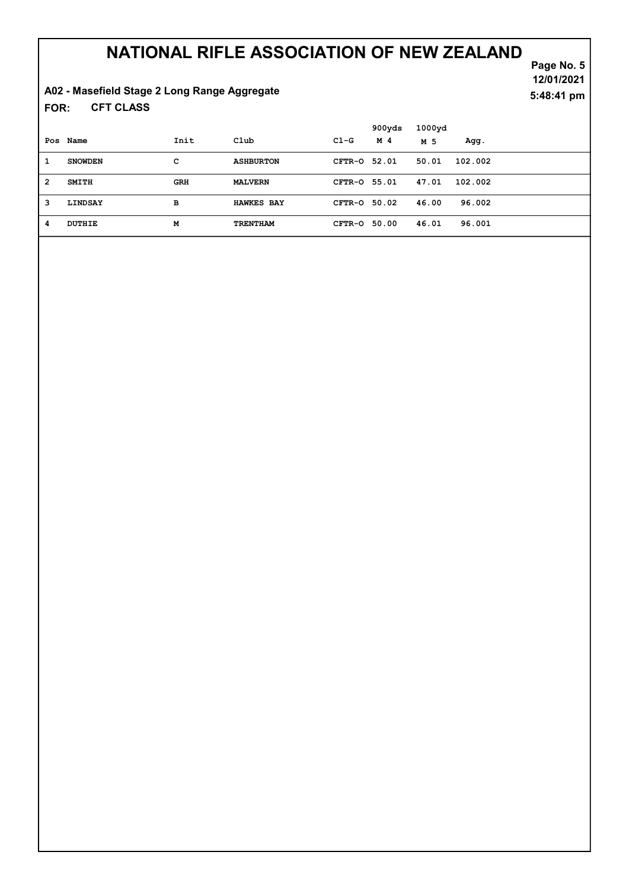# NATIONAL RIFLE ASSOCIATION OF NEW ZEALAND

12/01/2021
5:48:41 pm

**A02 - Masefield Stage 2 Long Range Aggregate**

**FOR: CFT CLASS**

| Pos | Name | Init | Club | Cl-G | 900yds M 4 | 1000yd M 5 | Agg. |
|---|---|---|---|---|---|---|---|
| 1 | SNOWDEN | C | ASHBURTON | CFTR-O | 52.01 | 50.01 | 102.002 |
| 2 | SMITH | GRH | MALVERN | CFTR-O | 55.01 | 47.01 | 102.002 |
| 3 | LINDSAY | B | HAWKES BAY | CFTR-O | 50.02 | 46.00 | 96.002 |
| 4 | DUTHIE | M | TRENTHAM | CFTR-O | 50.00 | 46.01 | 96.001 |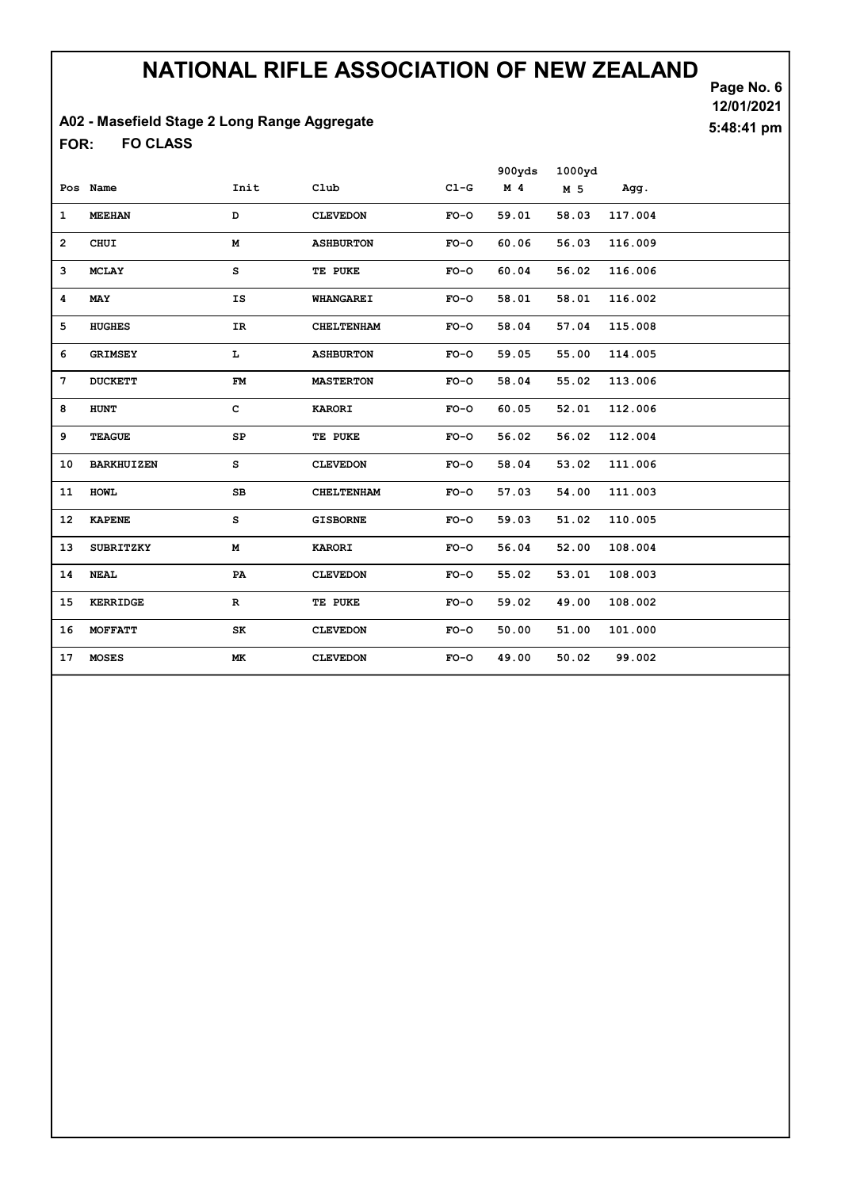# NATIONAL RIFLE ASSOCIATION OF NEW ZEALAND

12/01/2021
5:48:41 pm

**A02 - Masefield Stage 2 Long Range Aggregate**

**FOR: FO CLASS**

| Pos | Name | Init | Club | Cl-G | 900yds M 4 | 1000yd M 5 | Agg. |
|---|---|---|---|---|---|---|---|
| 1 | MEEHAN | D | CLEVEDON | FO-O | 59.01 | 58.03 | 117.004 |
| 2 | CHUI | M | ASHBURTON | FO-O | 60.06 | 56.03 | 116.009 |
| 3 | MCLAY | S | TE PUKE | FO-O | 60.04 | 56.02 | 116.006 |
| 4 | MAY | IS | WHANGAREI | FO-O | 58.01 | 58.01 | 116.002 |
| 5 | HUGHES | IR | CHELTENHAM | FO-O | 58.04 | 57.04 | 115.008 |
| 6 | GRIMSEY | L | ASHBURTON | FO-O | 59.05 | 55.00 | 114.005 |
| 7 | DUCKETT | FM | MASTERTON | FO-O | 58.04 | 55.02 | 113.006 |
| 8 | HUNT | C | KARORI | FO-O | 60.05 | 52.01 | 112.006 |
| 9 | TEAGUE | SP | TE PUKE | FO-O | 56.02 | 56.02 | 112.004 |
| 10 | BARKHUIZEN | S | CLEVEDON | FO-O | 58.04 | 53.02 | 111.006 |
| 11 | HOWL | SB | CHELTENHAM | FO-O | 57.03 | 54.00 | 111.003 |
| 12 | KAPENE | S | GISBORNE | FO-O | 59.03 | 51.02 | 110.005 |
| 13 | SUBRITZKY | M | KARORI | FO-O | 56.04 | 52.00 | 108.004 |
| 14 | NEAL | PA | CLEVEDON | FO-O | 55.02 | 53.01 | 108.003 |
| 15 | KERRIDGE | R | TE PUKE | FO-O | 59.02 | 49.00 | 108.002 |
| 16 | MOFFATT | SK | CLEVEDON | FO-O | 50.00 | 51.00 | 101.000 |
| 17 | MOSES | MK | CLEVEDON | FO-O | 49.00 | 50.02 | 99.002 |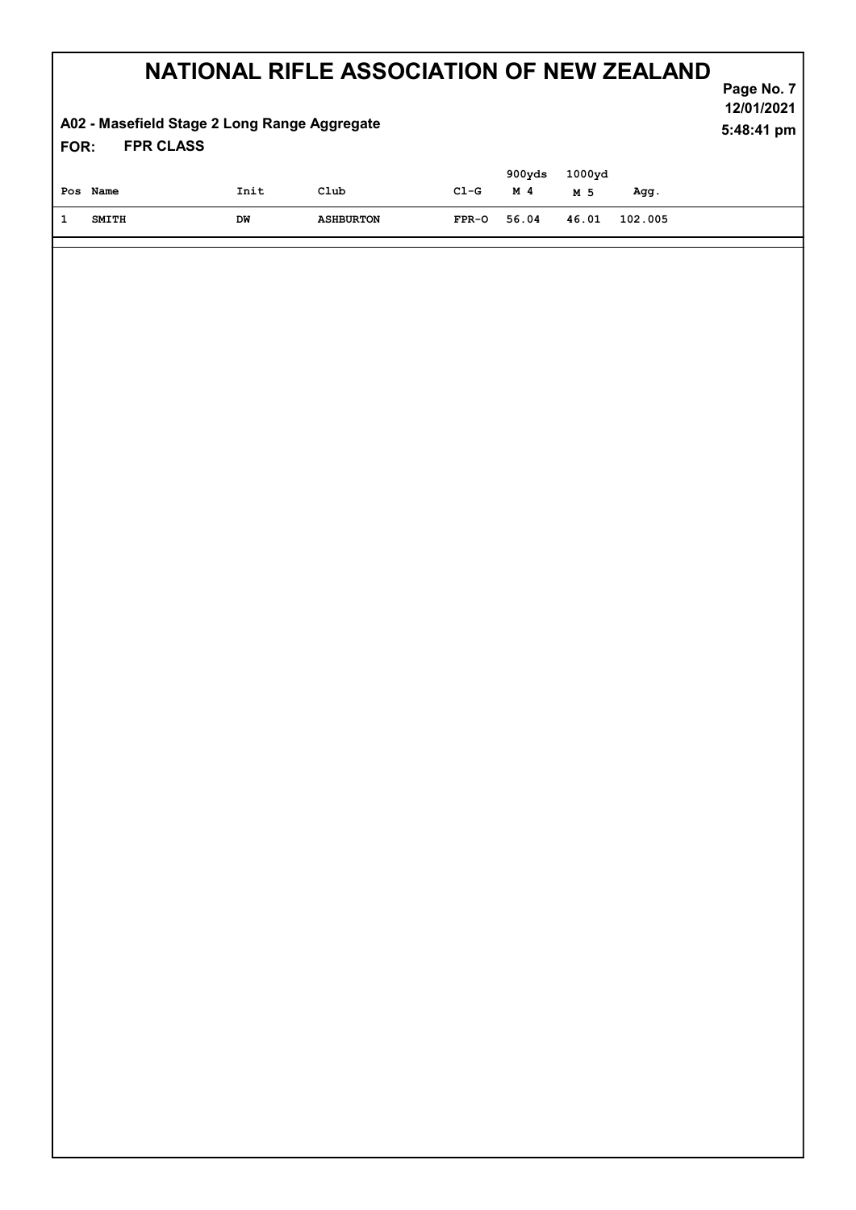# NATIONAL RIFLE ASSOCIATION OF NEW ZEALAND

12/01/2021
5:48:41 pm

**A02 - Masefield Stage 2 Long Range Aggregate**

**FOR: FPR CLASS**

| Pos | Name | Init | Club | Cl-G | 900yds M 4 | 1000yd M 5 | Agg. |
|---|---|---|---|---|---|---|---|
| 1 | SMITH | DW | ASHBURTON | FPR-O | 56.04 | 46.01 | 102.005 |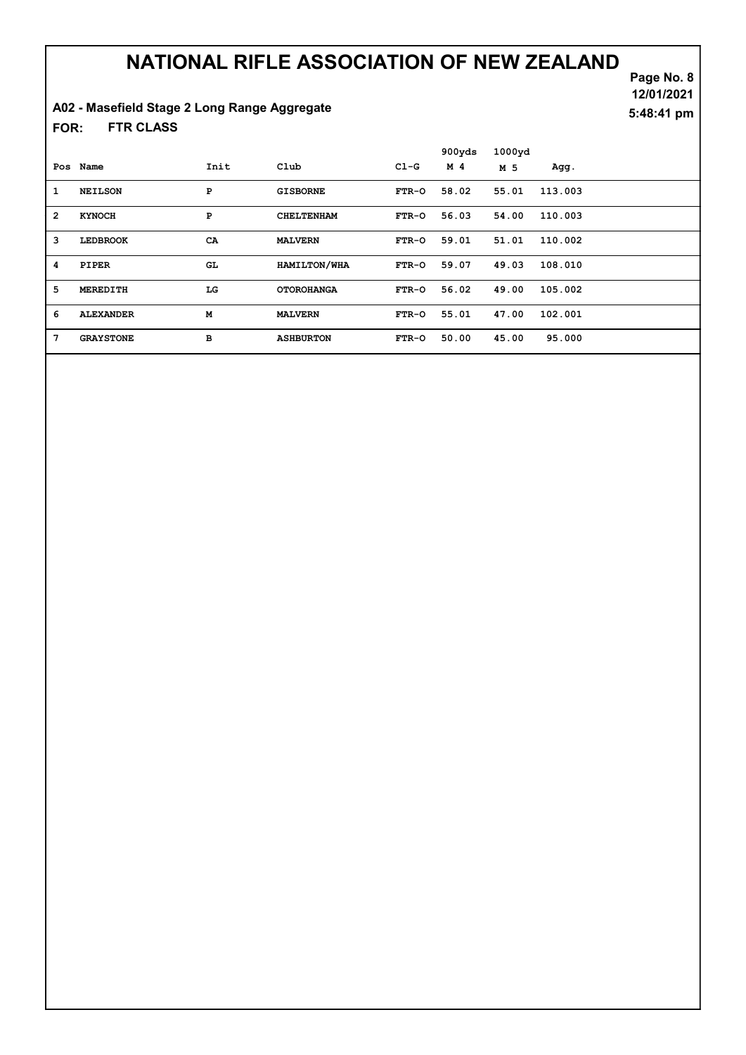# NATIONAL RIFLE ASSOCIATION OF NEW ZEALAND

12/01/2021

5:48:41 pm

A02 - Masefield Stage 2 Long Range Aggregate

FOR: FTR CLASS

| Pos | Name | Init | Club | Cl-G | 900yds M 4 | 1000yd M 5 | Agg. |
|---|---|---|---|---|---|---|---|
| 1 | NEILSON | P | GISBORNE | FTR-O | 58.02 | 55.01 | 113.003 |
| 2 | KYNOCH | P | CHELTENHAM | FTR-O | 56.03 | 54.00 | 110.003 |
| 3 | LEDBROOK | CA | MALVERN | FTR-O | 59.01 | 51.01 | 110.002 |
| 4 | PIPER | GL | HAMILTON/WHA | FTR-O | 59.07 | 49.03 | 108.010 |
| 5 | MEREDITH | LG | OTOROHANGA | FTR-O | 56.02 | 49.00 | 105.002 |
| 6 | ALEXANDER | M | MALVERN | FTR-O | 55.01 | 47.00 | 102.001 |
| 7 | GRAYSTONE | B | ASHBURTON | FTR-O | 50.00 | 45.00 | 95.000 |